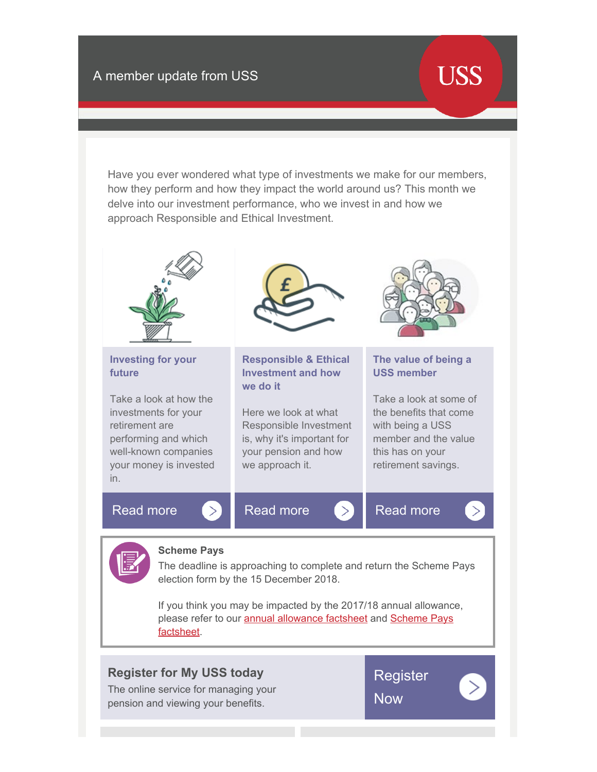A member update from USS

USS

Have you ever wondered what type of investments we make for our members, how they perform and how they impact the world around us? This month we delve into our investment performance, who we invest in and how we approach Responsible and Ethical Investment.

### Investing for your future

Take a look at how the investments for your retirement are performing and which well-known companies your money is invested in.

Read more

### Responsible & Ethical Investment and how we do it

Here we look at what Responsible Investment is, why it's important for your pension and how we approach it.

Read more

### The value of being a USS member

Take a look at some of the benefits that come with being a USS member and the value this has on your retirement savings.

Read more

**Scheme Pays**

The deadline is approaching to complete and return the Scheme Pays election form by the 15 December 2018.

If you think you may be impacted by the 2017/18 annual allowance, please refer to our annual allowance factsheet and Scheme Pays factsheet.

## Register for My USS today

The online service for managing your pension and viewing your benefits.

Register Now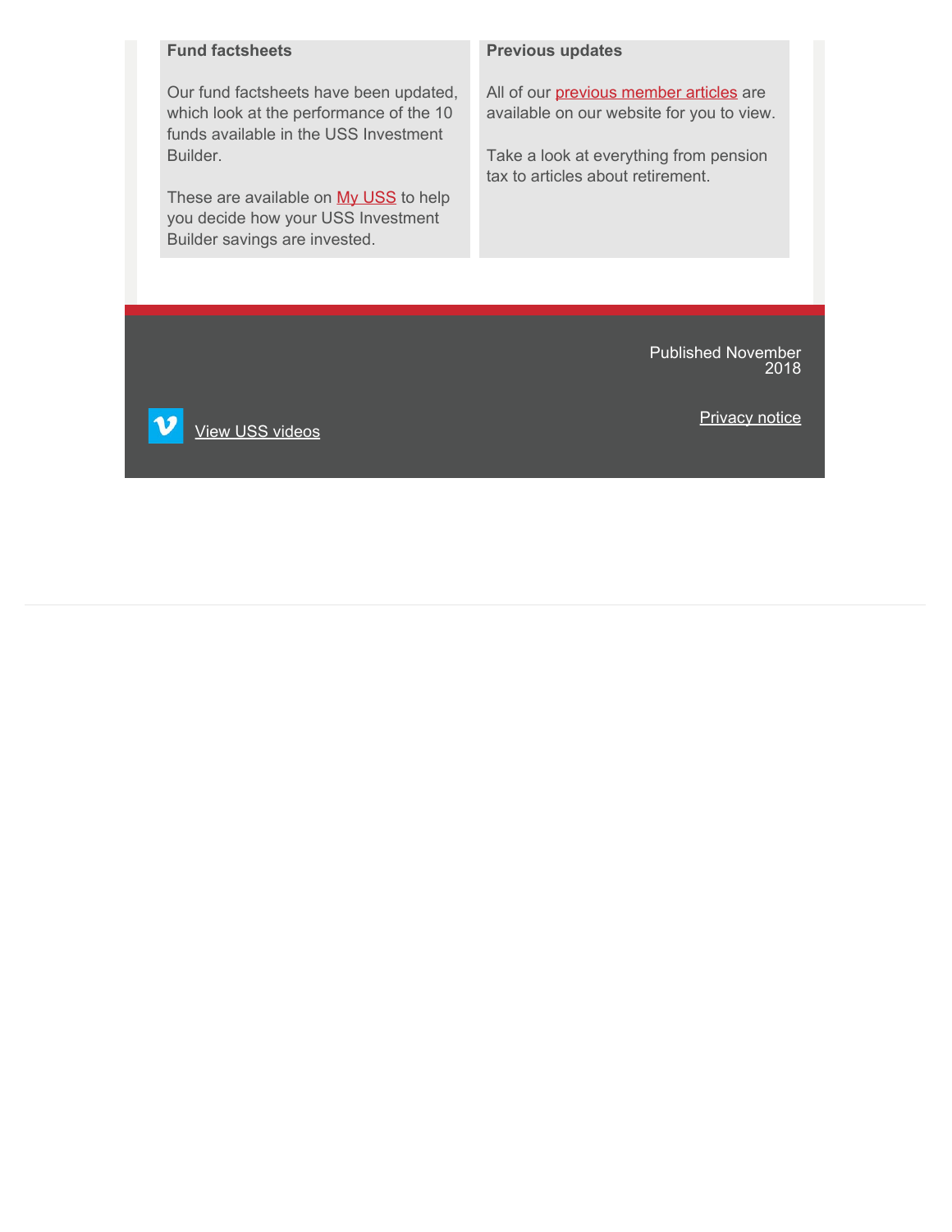### Fund factsheets

Our fund factsheets have been updated, which look at the performance of the 10 funds available in the USS Investment Builder.

These are available on My USS to help you decide how your USS Investment Builder savings are invested.

### Previous updates

All of our previous member articles are available on our website for you to view.

Take a look at everything from pension tax to articles about retirement.

Published November 2018

View USS videos

Privacy notice